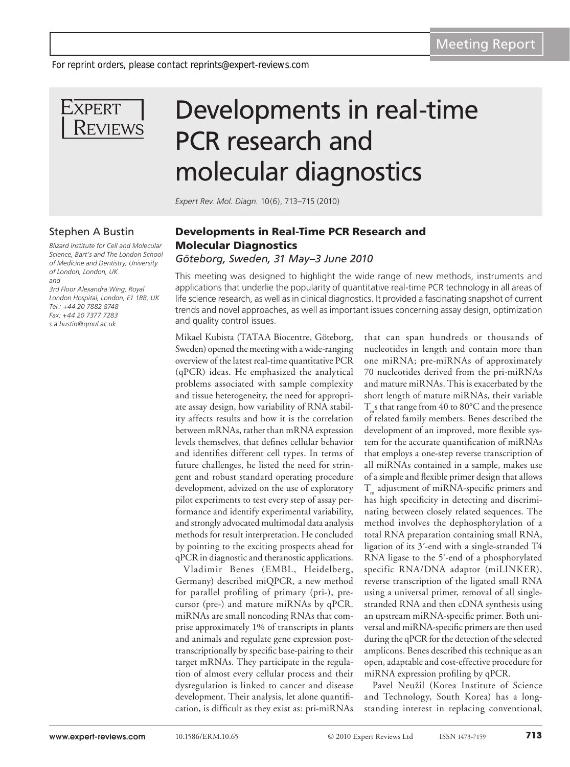# Developments in real-time PCR research and molecular diagnostics

*Expert Rev. Mol. Diagn.* 10(6), 713–715 (2010)

Stephen A Bustin

*Blizard Institute for Cell and Molecular Science, Bart's and The London School of Medicine and Dentistry, University of London, London, UK*
*and*
*3rd Floor Alexandra Wing, Royal London Hospital, London, E1 1BB, UK*
*Tel.: +44 20 7882 8748*
*Fax: +44 20 7377 7283*
*s.a.bustin@qmul.ac.uk*

## Developments in Real-Time PCR Research and Molecular Diagnostics

*Göteborg, Sweden, 31 May–3 June 2010*

This meeting was designed to highlight the wide range of new methods, instruments and applications that underlie the popularity of quantitative real-time PCR technology in all areas of life science research, as well as in clinical diagnostics. It provided a fascinating snapshot of current trends and novel approaches, as well as important issues concerning assay design, optimization and quality control issues.

Mikael Kubista (TATAA Biocentre, Göteborg, Sweden) opened the meeting with a wide-ranging overview of the latest real-time quantitative PCR (qPCR) ideas. He emphasized the analytical problems associated with sample complexity and tissue heterogeneity, the need for appropriate assay design, how variability of RNA stability affects results and how it is the correlation between mRNAs, rather than mRNA expression levels themselves, that defines cellular behavior and identifies different cell types. In terms of future challenges, he listed the need for stringent and robust standard operating procedure development, advized on the use of exploratory pilot experiments to test every step of assay performance and identify experimental variability, and strongly advocated multimodal data analysis methods for result interpretation. He concluded by pointing to the exciting prospects ahead for qPCR in diagnostic and theranostic applications.

Vladimir Benes (EMBL, Heidelberg, Germany) described miQPCR, a new method for parallel profiling of primary (pri-), precursor (pre-) and mature miRNAs by qPCR. miRNAs are small noncoding RNAs that comprise approximately 1% of transcripts in plants and animals and regulate gene expression post-transcriptionally by specific base-pairing to their target mRNAs. They participate in the regulation of almost every cellular process and their dysregulation is linked to cancer and disease development. Their analysis, let alone quantification, is difficult as they exist as: pri-miRNAs that can span hundreds or thousands of nucleotides in length and contain more than one miRNA; pre-miRNAs of approximately 70 nucleotides derived from the pri-miRNAs and mature miRNAs. This is exacerbated by the short length of mature miRNAs, their variable $T_m$s that range from 40 to 80°C and the presence of related family members. Benes described the development of an improved, more flexible system for the accurate quantification of miRNAs that employs a one-step reverse transcription of all miRNAs contained in a sample, makes use of a simple and flexible primer design that allows $T_m$ adjustment of miRNA-specific primers and has high specificity in detecting and discriminating between closely related sequences. The method involves the dephosphorylation of a total RNA preparation containing small RNA, ligation of its 3′-end with a single-stranded T4 RNA ligase to the 5′-end of a phosphorylated specific RNA/DNA adaptor (miLINKER), reverse transcription of the ligated small RNA using a universal primer, removal of all single-stranded RNA and then cDNA synthesis using an upstream miRNA-specific primer. Both universal and miRNA-specific primers are then used during the qPCR for the detection of the selected amplicons. Benes described this technique as an open, adaptable and cost-effective procedure for miRNA expression profiling by qPCR.

Pavel Neužil (Korea Institute of Science and Technology, South Korea) has a long-standing interest in replacing conventional,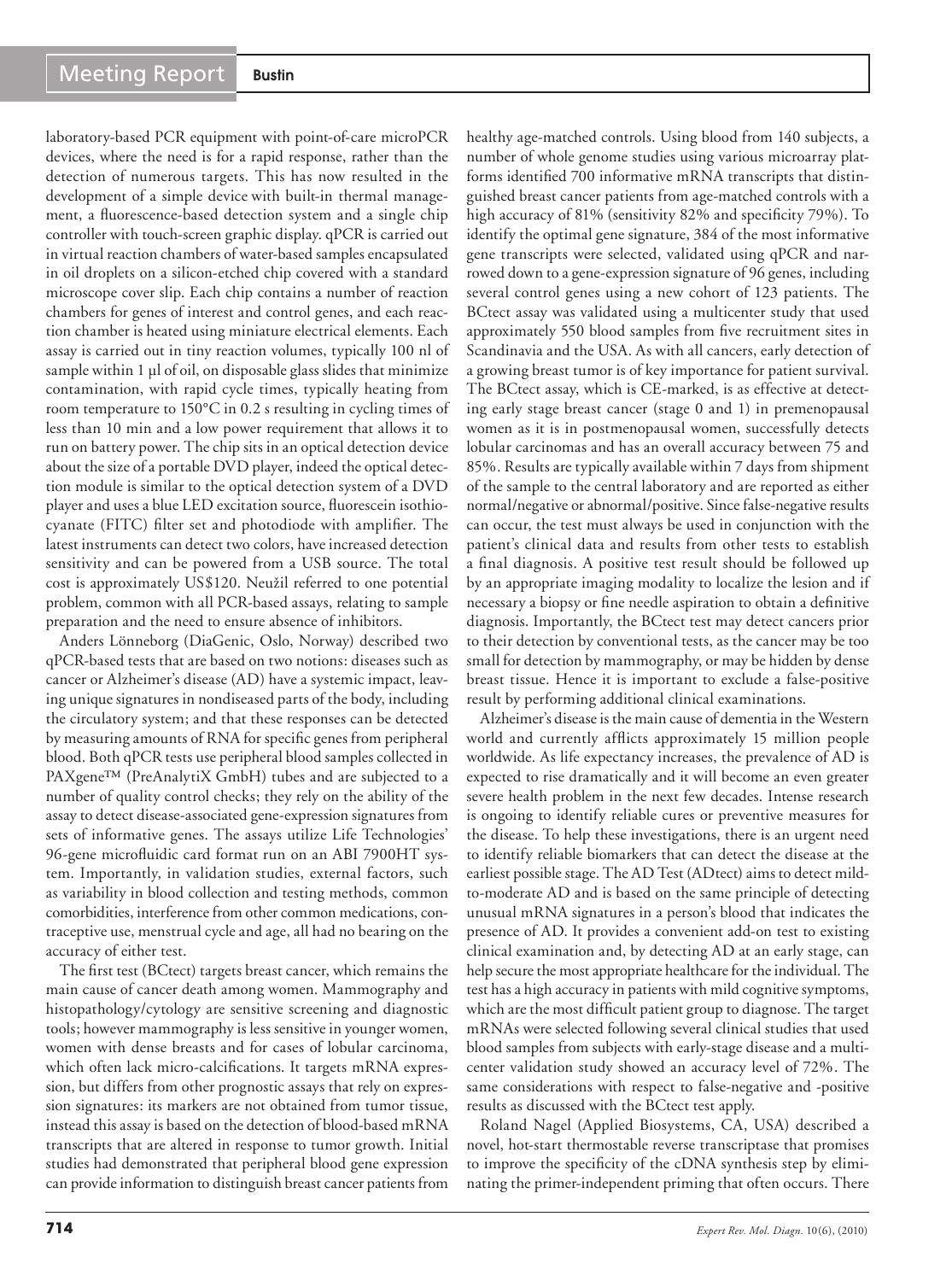laboratory-based PCR equipment with point-of-care microPCR devices, where the need is for a rapid response, rather than the detection of numerous targets. This has now resulted in the development of a simple device with built-in thermal management, a fluorescence-based detection system and a single chip controller with touch-screen graphic display. qPCR is carried out in virtual reaction chambers of water-based samples encapsulated in oil droplets on a silicon-etched chip covered with a standard microscope cover slip. Each chip contains a number of reaction chambers for genes of interest and control genes, and each reaction chamber is heated using miniature electrical elements. Each assay is carried out in tiny reaction volumes, typically 100 nl of sample within 1 µl of oil, on disposable glass slides that minimize contamination, with rapid cycle times, typically heating from room temperature to 150°C in 0.2 s resulting in cycling times of less than 10 min and a low power requirement that allows it to run on battery power. The chip sits in an optical detection device about the size of a portable DVD player, indeed the optical detection module is similar to the optical detection system of a DVD player and uses a blue LED excitation source, fluorescein isothiocyanate (FITC) filter set and photodiode with amplifier. The latest instruments can detect two colors, have increased detection sensitivity and can be powered from a USB source. The total cost is approximately US$120. Neužil referred to one potential problem, common with all PCR-based assays, relating to sample preparation and the need to ensure absence of inhibitors.

Anders Lönneborg (DiaGenic, Oslo, Norway) described two qPCR-based tests that are based on two notions: diseases such as cancer or Alzheimer's disease (AD) have a systemic impact, leaving unique signatures in nondiseased parts of the body, including the circulatory system; and that these responses can be detected by measuring amounts of RNA for specific genes from peripheral blood. Both qPCR tests use peripheral blood samples collected in PAXgene™ (PreAnalytiX GmbH) tubes and are subjected to a number of quality control checks; they rely on the ability of the assay to detect disease-associated gene-expression signatures from sets of informative genes. The assays utilize Life Technologies' 96-gene microfluidic card format run on an ABI 7900HT system. Importantly, in validation studies, external factors, such as variability in blood collection and testing methods, common comorbidities, interference from other common medications, contraceptive use, menstrual cycle and age, all had no bearing on the accuracy of either test.

The first test (BCtect) targets breast cancer, which remains the main cause of cancer death among women. Mammography and histopathology/cytology are sensitive screening and diagnostic tools; however mammography is less sensitive in younger women, women with dense breasts and for cases of lobular carcinoma, which often lack micro-calcifications. It targets mRNA expression, but differs from other prognostic assays that rely on expression signatures: its markers are not obtained from tumor tissue, instead this assay is based on the detection of blood-based mRNA transcripts that are altered in response to tumor growth. Initial studies had demonstrated that peripheral blood gene expression can provide information to distinguish breast cancer patients from healthy age-matched controls. Using blood from 140 subjects, a number of whole genome studies using various microarray platforms identified 700 informative mRNA transcripts that distinguished breast cancer patients from age-matched controls with a high accuracy of 81% (sensitivity 82% and specificity 79%). To identify the optimal gene signature, 384 of the most informative gene transcripts were selected, validated using qPCR and narrowed down to a gene-expression signature of 96 genes, including several control genes using a new cohort of 123 patients. The BCtect assay was validated using a multicenter study that used approximately 550 blood samples from five recruitment sites in Scandinavia and the USA. As with all cancers, early detection of a growing breast tumor is of key importance for patient survival. The BCtect assay, which is CE-marked, is as effective at detecting early stage breast cancer (stage 0 and 1) in premenopausal women as it is in postmenopausal women, successfully detects lobular carcinomas and has an overall accuracy between 75 and 85%. Results are typically available within 7 days from shipment of the sample to the central laboratory and are reported as either normal/negative or abnormal/positive. Since false-negative results can occur, the test must always be used in conjunction with the patient's clinical data and results from other tests to establish a final diagnosis. A positive test result should be followed up by an appropriate imaging modality to localize the lesion and if necessary a biopsy or fine needle aspiration to obtain a definitive diagnosis. Importantly, the BCtect test may detect cancers prior to their detection by conventional tests, as the cancer may be too small for detection by mammography, or may be hidden by dense breast tissue. Hence it is important to exclude a false-positive result by performing additional clinical examinations.

Alzheimer's disease is the main cause of dementia in the Western world and currently afflicts approximately 15 million people worldwide. As life expectancy increases, the prevalence of AD is expected to rise dramatically and it will become an even greater severe health problem in the next few decades. Intense research is ongoing to identify reliable cures or preventive measures for the disease. To help these investigations, there is an urgent need to identify reliable biomarkers that can detect the disease at the earliest possible stage. The AD Test (ADtect) aims to detect mild-to-moderate AD and is based on the same principle of detecting unusual mRNA signatures in a person's blood that indicates the presence of AD. It provides a convenient add-on test to existing clinical examination and, by detecting AD at an early stage, can help secure the most appropriate healthcare for the individual. The test has a high accuracy in patients with mild cognitive symptoms, which are the most difficult patient group to diagnose. The target mRNAs were selected following several clinical studies that used blood samples from subjects with early-stage disease and a multicenter validation study showed an accuracy level of 72%. The same considerations with respect to false-negative and -positive results as discussed with the BCtect test apply.

Roland Nagel (Applied Biosystems, CA, USA) described a novel, hot-start thermostable reverse transcriptase that promises to improve the specificity of the cDNA synthesis step by eliminating the primer-independent priming that often occurs. There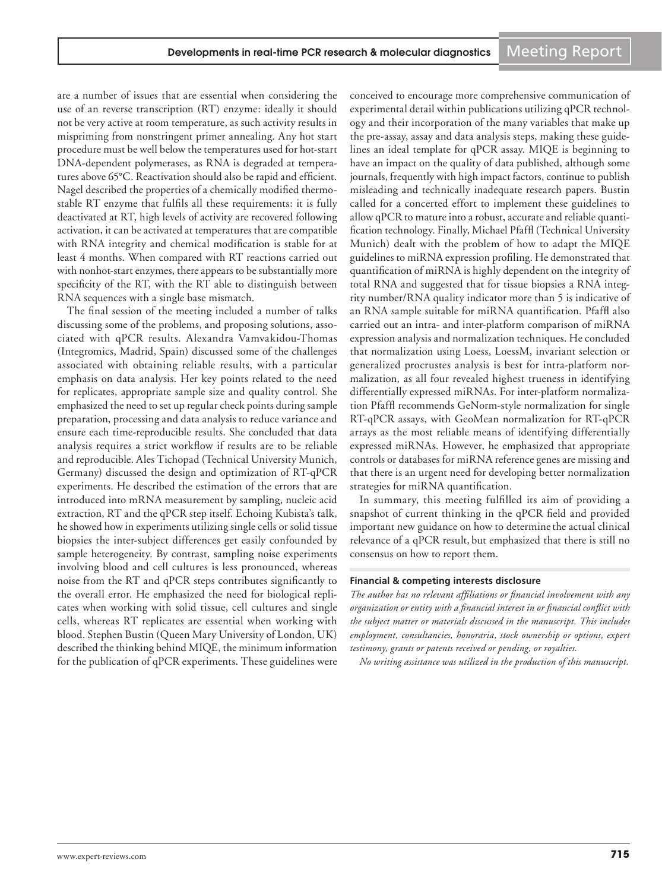are a number of issues that are essential when considering the use of an reverse transcription (RT) enzyme: ideally it should not be very active at room temperature, as such activity results in mispriming from nonstringent primer annealing. Any hot start procedure must be well below the temperatures used for hot-start DNA-dependent polymerases, as RNA is degraded at temperatures above 65°C. Reactivation should also be rapid and efficient. Nagel described the properties of a chemically modified thermostable RT enzyme that fulfils all these requirements: it is fully deactivated at RT, high levels of activity are recovered following activation, it can be activated at temperatures that are compatible with RNA integrity and chemical modification is stable for at least 4 months. When compared with RT reactions carried out with nonhot-start enzymes, there appears to be substantially more specificity of the RT, with the RT able to distinguish between RNA sequences with a single base mismatch.

The final session of the meeting included a number of talks discussing some of the problems, and proposing solutions, associated with qPCR results. Alexandra Vamvakidou-Thomas (Integromics, Madrid, Spain) discussed some of the challenges associated with obtaining reliable results, with a particular emphasis on data analysis. Her key points related to the need for replicates, appropriate sample size and quality control. She emphasized the need to set up regular check points during sample preparation, processing and data analysis to reduce variance and ensure each time-reproducible results. She concluded that data analysis requires a strict workflow if results are to be reliable and reproducible. Ales Tichopad (Technical University Munich, Germany) discussed the design and optimization of RT-qPCR experiments. He described the estimation of the errors that are introduced into mRNA measurement by sampling, nucleic acid extraction, RT and the qPCR step itself. Echoing Kubista's talk, he showed how in experiments utilizing single cells or solid tissue biopsies the inter-subject differences get easily confounded by sample heterogeneity. By contrast, sampling noise experiments involving blood and cell cultures is less pronounced, whereas noise from the RT and qPCR steps contributes significantly to the overall error. He emphasized the need for biological replicates when working with solid tissue, cell cultures and single cells, whereas RT replicates are essential when working with blood. Stephen Bustin (Queen Mary University of London, UK) described the thinking behind MIQE, the minimum information for the publication of qPCR experiments. These guidelines were conceived to encourage more comprehensive communication of experimental detail within publications utilizing qPCR technology and their incorporation of the many variables that make up the pre-assay, assay and data analysis steps, making these guidelines an ideal template for qPCR assay. MIQE is beginning to have an impact on the quality of data published, although some journals, frequently with high impact factors, continue to publish misleading and technically inadequate research papers. Bustin called for a concerted effort to implement these guidelines to allow qPCR to mature into a robust, accurate and reliable quantification technology. Finally, Michael Pfaffl (Technical University Munich) dealt with the problem of how to adapt the MIQE guidelines to miRNA expression profiling. He demonstrated that quantification of miRNA is highly dependent on the integrity of total RNA and suggested that for tissue biopsies a RNA integrity number/RNA quality indicator more than 5 is indicative of an RNA sample suitable for miRNA quantification. Pfaffl also carried out an intra- and inter-platform comparison of miRNA expression analysis and normalization techniques. He concluded that normalization using Loess, LoessM, invariant selection or generalized procrustes analysis is best for intra-platform normalization, as all four revealed highest trueness in identifying differentially expressed miRNAs. For inter-platform normalization Pfaffl recommends GeNorm-style normalization for single RT-qPCR assays, with GeoMean normalization for RT-qPCR arrays as the most reliable means of identifying differentially expressed miRNAs. However, he emphasized that appropriate controls or databases for miRNA reference genes are missing and that there is an urgent need for developing better normalization strategies for miRNA quantification.

In summary, this meeting fulfilled its aim of providing a snapshot of current thinking in the qPCR field and provided important new guidance on how to determine the actual clinical relevance of a qPCR result, but emphasized that there is still no consensus on how to report them.

#### Financial & competing interests disclosure

*The author has no relevant affiliations or financial involvement with any organization or entity with a financial interest in or financial conflict with the subject matter or materials discussed in the manuscript. This includes employment, consultancies, honoraria, stock ownership or options, expert testimony, grants or patents received or pending, or royalties.*

*No writing assistance was utilized in the production of this manuscript.*